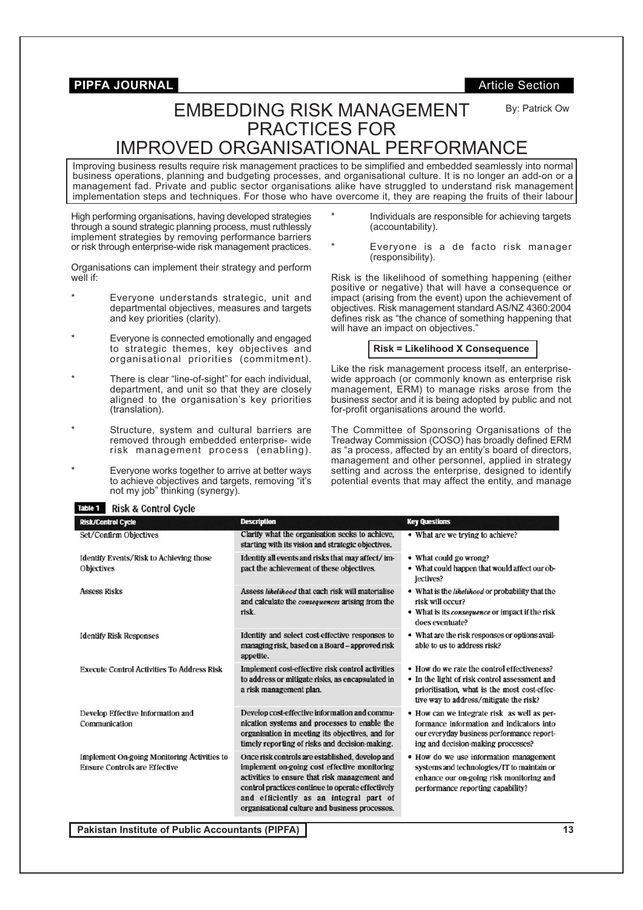# EMBEDDING RISK MANAGEMENT PRACTICES FOR IMPROVED ORGANISATIONAL PERFORMANCE

By: Patrick Ow

Improving business results require risk management practices to be simplified and embedded seamlessly into normal business operations, planning and budgeting processes, and organisational culture. It is no longer an add-on or a management fad. Private and public sector organisations alike have struggled to understand risk management implementation steps and techniques. For those who have overcome it, they are reaping the fruits of their labour

High performing organisations, having developed strategies through a sound strategic planning process, must ruthlessly implement strategies by removing performance barriers or risk through enterprise-wide risk management practices.

Organisations can implement their strategy and perform well if:

* Everyone understands strategic, unit and departmental objectives, measures and targets and key priorities (clarity).
* Everyone is connected emotionally and engaged to strategic themes, key objectives and organisational priorities (commitment).
* There is clear "line-of-sight" for each individual, department, and unit so that they are closely aligned to the organisation's key priorities (translation).
* Structure, system and cultural barriers are removed through embedded enterprise- wide risk management process (enabling).
* Everyone works together to arrive at better ways to achieve objectives and targets, removing "it's not my job" thinking (synergy).
* Individuals are responsible for achieving targets (accountability).
* Everyone is a de facto risk manager (responsibility).

Risk is the likelihood of something happening (either positive or negative) that will have a consequence or impact (arising from the event) upon the achievement of objectives. Risk management standard AS/NZ 4360:2004 defines risk as "the chance of something happening that will have an impact on objectives."

**Risk = Likelihood X Consequence**

Like the risk management process itself, an enterprise-wide approach (or commonly known as enterprise risk management, ERM) to manage risks arose from the business sector and it is being adopted by public and not for-profit organisations around the world.

The Committee of Sponsoring Organisations of the Treadway Commission (COSO) has broadly defined ERM as "a process, affected by an entity's board of directors, management and other personnel, applied in strategy setting and across the enterprise, designed to identify potential events that may affect the entity, and manage

**Table 1 Risk & Control Cycle**

| Risk/Control Cycle | Description | Key Questions |
|---|---|---|
| Set/Confirm Objectives | Clarify what the organisation seeks to achieve, starting with its vision and strategic objectives. | • What are we trying to achieve? |
| Identify Events/Risk to Achieving those Objectives | Identify all events and risks that may affect/ impact the achievement of these objectives. | • What could go wrong?<br>• What could happen that would affect our objectives? |
| Assess Risks | Assess *likelihood* that each risk will materialise and calculate the *consequences* arising from the risk. | • What is the *likelihood* or probability that the risk will occur?<br>• What is its *consequence* or impact if the risk does eventuate? |
| Identify Risk Responses | Identify and select cost-effective responses to managing risk, based on a Board – approved risk appetite. | • What are the risk responses or options available to us to address risk? |
| Execute Control Activities To Address Risk | Implement cost-effective risk control activities to address or mitigate risks, as encapsulated in a risk management plan. | • How do we rate the control effectiveness?<br>• In the light of risk control assessment and prioritisation, what is the most cost-effective way to address/mitigate the risk? |
| Develop Effective Information and Communication | Develop cost-effective information and communication systems and processes to enable the organisation in meeting its objectives, and for timely reporting of risks and decision-making. | • How can we integrate risk as well as performance information and indicators into our everyday business performance reporting and decision-making processes? |
| Implement On-going Monitoring Activities to Ensure Controls are Effective | Once risk controls are established, develop and implement on-going cost effective monitoring activities to ensure that risk management and control practices continue to operate effectively and efficiently as an integral part of organisational culture and business processes. | • How do we use information management systems and technologies/IT to maintain or enhance our on-going risk monitoring and performance reporting capability? |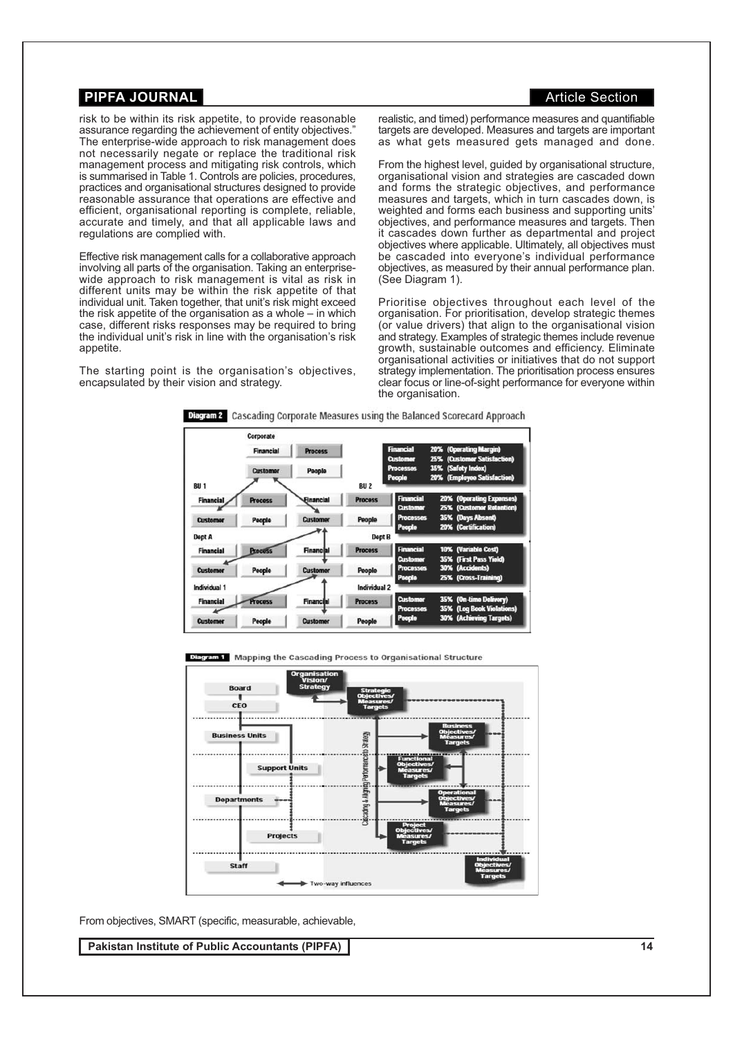risk to be within its risk appetite, to provide reasonable assurance regarding the achievement of entity objectives." The enterprise-wide approach to risk management does not necessarily negate or replace the traditional risk management process and mitigating risk controls, which is summarised in Table 1. Controls are policies, procedures, practices and organisational structures designed to provide reasonable assurance that operations are effective and efficient, organisational reporting is complete, reliable, accurate and timely, and that all applicable laws and regulations are complied with.

Effective risk management calls for a collaborative approach involving all parts of the organisation. Taking an enterprise-wide approach to risk management is vital as risk in different units may be within the risk appetite of that individual unit. Taken together, that unit's risk might exceed the risk appetite of the organisation as a whole – in which case, different risks responses may be required to bring the individual unit's risk in line with the organisation's risk appetite.

The starting point is the organisation's objectives, encapsulated by their vision and strategy.

realistic, and timed) performance measures and quantifiable targets are developed. Measures and targets are important as what gets measured gets managed and done.

From the highest level, guided by organisational structure, organisational vision and strategies are cascaded down and forms the strategic objectives, and performance measures and targets, which in turn cascades down, is weighted and forms each business and supporting units' objectives, and performance measures and targets. Then it cascades down further as departmental and project objectives where applicable. Ultimately, all objectives must be cascaded into everyone's individual performance objectives, as measured by their annual performance plan. (See Diagram 1).

Prioritise objectives throughout each level of the organisation. For prioritisation, develop strategic themes (or value drivers) that align to the organisational vision and strategy. Examples of strategic themes include revenue growth, sustainable outcomes and efficiency. Eliminate organisational activities or initiatives that do not support strategy implementation. The prioritisation process ensures clear focus or line-of-sight performance for everyone within the organisation.

**Diagram 2** Cascading Corporate Measures using the Balanced Scorecard Approach

**Diagram 1** Mapping the Cascading Process to Organisational Structure

From objectives, SMART (specific, measurable, achievable,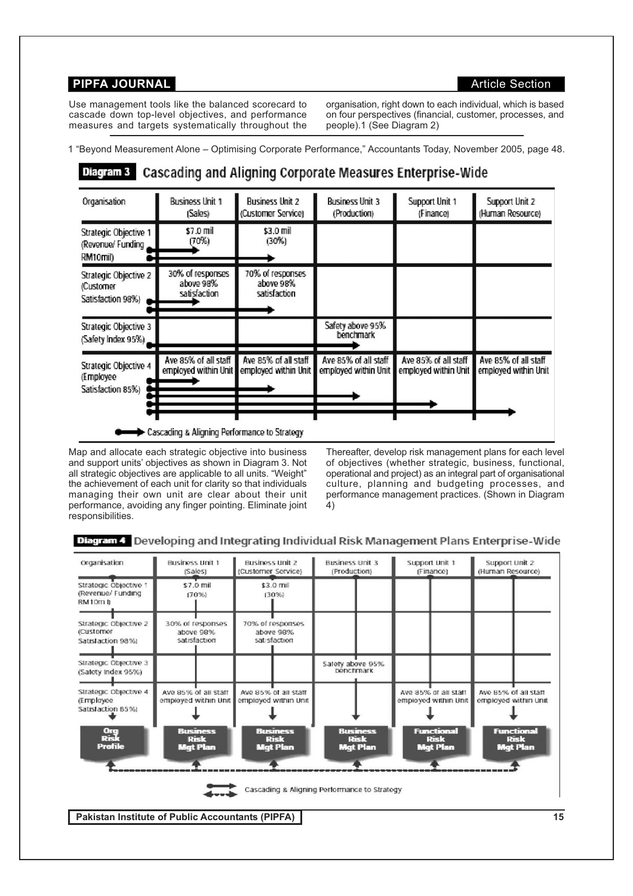Use management tools like the balanced scorecard to cascade down top-level objectives, and performance measures and targets systematically throughout the organisation, right down to each individual, which is based on four perspectives (financial, customer, processes, and people).1 (See Diagram 2)

1 "Beyond Measurement Alone – Optimising Corporate Performance," Accountants Today, November 2005, page 48.

**Diagram 3** Cascading and Aligning Corporate Measures Enterprise-Wide

| Organisation | Business Unit 1 (Sales) | Business Unit 2 (Customer Service) | Business Unit 3 (Production) | Support Unit 1 (Finance) | Support Unit 2 (Human Resource) |
|---|---|---|---|---|---|
| Strategic Objective 1 (Revenue/ Funding RM10mil) | $7.0 mil (70%) | $3.0 mil (30%) | | | |
| Strategic Objective 2 (Customer Satisfaction 98%) | 30% of responses above 98% satisfaction | 70% of responses above 98% satisfaction | | | |
| Strategic Objective 3 (Safety Index 95%) | | | Safety above 95% benchmark | | |
| Strategic Objective 4 (Employee Satisfaction 85%) | Ave 85% of all staff employed within Unit | Ave 85% of all staff employed within Unit | Ave 85% of all staff employed within Unit | Ave 85% of all staff employed within Unit | Ave 85% of all staff employed within Unit |

Cascading & Aligning Performance to Strategy

Map and allocate each strategic objective into business and support units' objectives as shown in Diagram 3. Not all strategic objectives are applicable to all units. "Weight" the achievement of each unit for clarity so that individuals managing their own unit are clear about their unit performance, avoiding any finger pointing. Eliminate joint responsibilities.

Thereafter, develop risk management plans for each level of objectives (whether strategic, business, functional, operational and project) as an integral part of organisational culture, planning and budgeting processes, and performance management practices. (Shown in Diagram 4)

**Diagram 4** Developing and Integrating Individual Risk Management Plans Enterprise-Wide

| Organisation | Business Unit 1 (Sales) | Business Unit 2 (Customer Service) | Business Unit 3 (Production) | Support Unit 1 (Finance) | Support Unit 2 (Human Resource) |
|---|---|---|---|---|---|
| Strategic Objective 1 (Revenue/ Funding RM10m I) | $7.0 mil (70%) | $3.0 mil (30%) | | | |
| Strategic Objective 2 (Customer Satisfaction 98%) | 30% of responses above 98% satisfaction | 70% of responses above 98% satisfaction | | | |
| Strategic Objective 3 (Safety Index 95%) | | | Safety above 95% benchmark | | |
| Strategic Objective 4 (Employee Satisfaction 85%) | Ave 85% of all staff employed within Unit | Ave 85% of all staff employed within Unit | | Ave 85% of all staff employed within Unit | Ave 85% of all staff employed within Unit |
| Org Risk Profile | Business Risk Mgt Plan | Business Risk Mgt Plan | Business Risk Mgt Plan | Functional Risk Mgt Plan | Functional Risk Mgt Plan |

Cascading & Aligning Performance to Strategy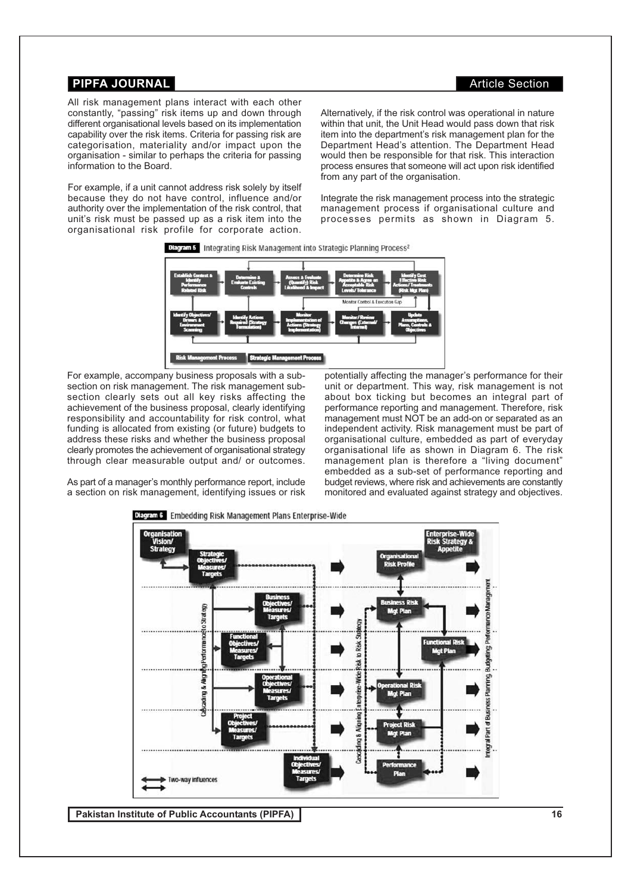All risk management plans interact with each other constantly, "passing" risk items up and down through different organisational levels based on its implementation capability over the risk items. Criteria for passing risk are categorisation, materiality and/or impact upon the organisation - similar to perhaps the criteria for passing information to the Board.

For example, if a unit cannot address risk solely by itself because they do not have control, influence and/or authority over the implementation of the risk control, that unit's risk must be passed up as a risk item into the organisational risk profile for corporate action. Alternatively, if the risk control was operational in nature within that unit, the Unit Head would pass down that risk item into the department's risk management plan for the Department Head's attention. The Department Head would then be responsible for that risk. This interaction process ensures that someone will act upon risk identified from any part of the organisation.

Integrate the risk management process into the strategic management process if organisational culture and processes permits as shown in Diagram 5.

**Diagram 5** Integrating Risk Management into Strategic Planning Process[2]

Establish Context & Identify Performance Related Risk → Determine & Evaluate Existing Controls → Assess & Evaluate (Quantify) Risk Likelihood & Impact → Determine Risk Appetite & Agree on Acceptable Risk Levels/ Tolerance → Identify Cost Effective Risk Actions/ Treatments (Risk Mgt Plan)

Monitor Control & Execution Gap

Identify Objectives/ Drivers & Environment Scanning → Identify Actions Required (Strategy Formulation) → Monitor Implementation of Actions (Strategy Implementation) → Monitor/ Review Changes (External/ Internal) → Update Assumptions, Plans, Controls & Objectives

Risk Management Process | Strategic Management Process

For example, accompany business proposals with a sub-section on risk management. The risk management sub-section clearly sets out all key risks affecting the achievement of the business proposal, clearly identifying responsibility and accountability for risk control, what funding is allocated from existing (or future) budgets to address these risks and whether the business proposal clearly promotes the achievement of organisational strategy through clear measurable output and/ or outcomes.

As part of a manager's monthly performance report, include a section on risk management, identifying issues or risk potentially affecting the manager's performance for their unit or department. This way, risk management is not about box ticking but becomes an integral part of performance reporting and management. Therefore, risk management must NOT be an add-on or separated as an independent activity. Risk management must be part of organisational culture, embedded as part of everyday organisational life as shown in Diagram 6. The risk management plan is therefore a "living document" embedded as a sub-set of performance reporting and budget reviews, where risk and achievements are constantly monitored and evaluated against strategy and objectives.

**Diagram 6** Embedding Risk Management Plans Enterprise-Wide

Organisation Vision/ Strategy; Strategic Objectives/ Measures/ Targets; Business Objectives/ Measures/ Targets; Functional Objectives/ Measures/ Targets; Operational Objectives/ Measures/ Targets; Project Objectives/ Measures/ Targets; Individual Objectives/ Measures/ Targets

Cascading & Aligning Performance to Strategy

Enterprise-Wide Risk Strategy & Appetite; Organisational Risk Profile; Business Risk Mgt Plan; Functional Risk Mgt Plan; Operational Risk Mgt Plan; Project Risk Mgt Plan; Performance Plan

Cascading & Aligning Enterprise-Wide Risk to Risk Strategy

Integral Part of Business Planning, Budgeting, Performance Management

Two-way influences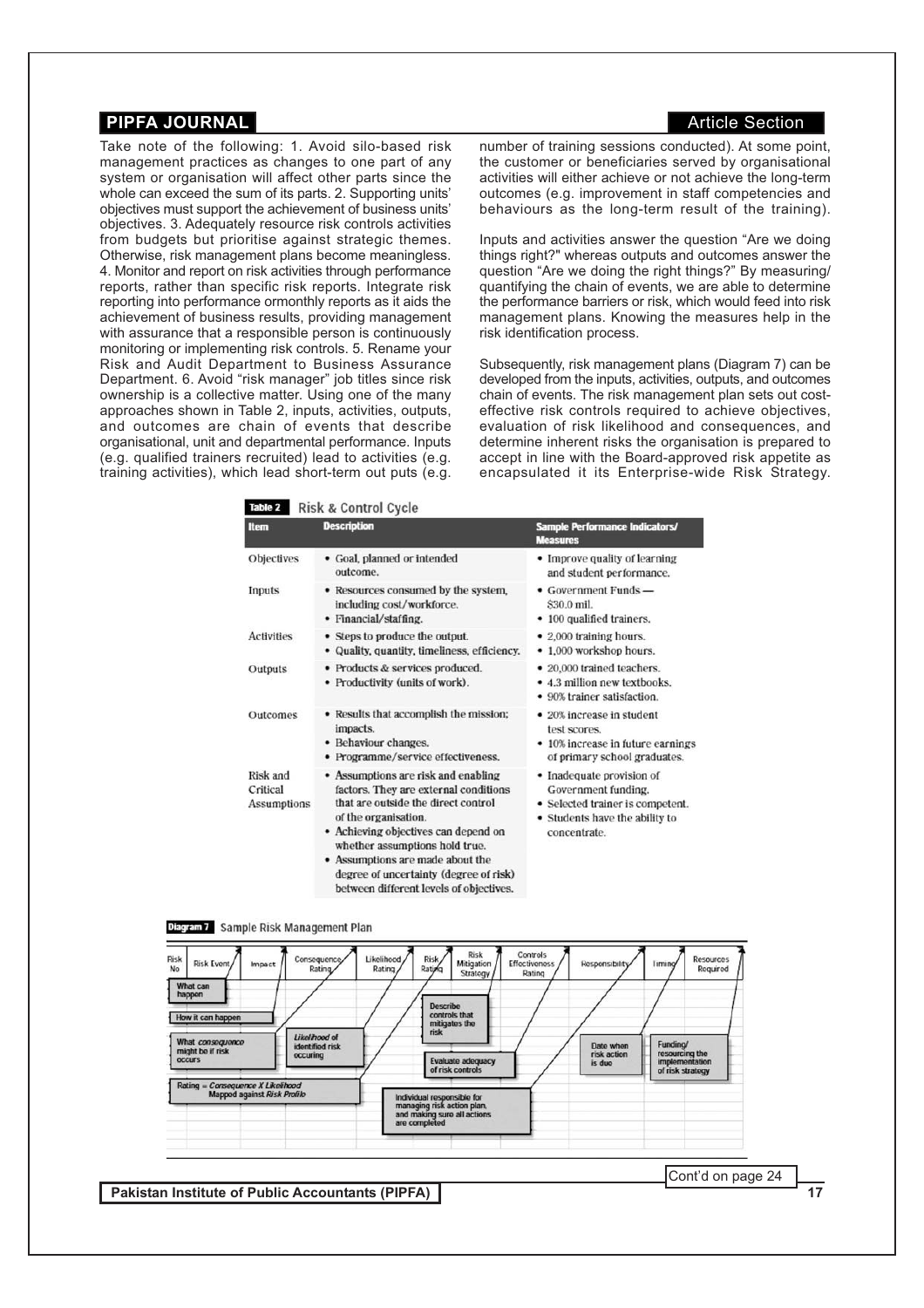Take note of the following: 1. Avoid silo-based risk management practices as changes to one part of any system or organisation will affect other parts since the whole can exceed the sum of its parts. 2. Supporting units' objectives must support the achievement of business units' objectives. 3. Adequately resource risk controls activities from budgets but prioritise against strategic themes. Otherwise, risk management plans become meaningless. 4. Monitor and report on risk activities through performance reports, rather than specific risk reports. Integrate risk reporting into performance ormonthly reports as it aids the achievement of business results, providing management with assurance that a responsible person is continuously monitoring or implementing risk controls. 5. Rename your Risk and Audit Department to Business Assurance Department. 6. Avoid "risk manager" job titles since risk ownership is a collective matter. Using one of the many approaches shown in Table 2, inputs, activities, outputs, and outcomes are chain of events that describe organisational, unit and departmental performance. Inputs (e.g. qualified trainers recruited) lead to activities (e.g. training activities), which lead short-term out puts (e.g. number of training sessions conducted). At some point, the customer or beneficiaries served by organisational activities will either achieve or not achieve the long-term outcomes (e.g. improvement in staff competencies and behaviours as the long-term result of the training).

Inputs and activities answer the question "Are we doing things right?" whereas outputs and outcomes answer the question "Are we doing the right things?" By measuring/ quantifying the chain of events, we are able to determine the performance barriers or risk, which would feed into risk management plans. Knowing the measures help in the risk identification process.

Subsequently, risk management plans (Diagram 7) can be developed from the inputs, activities, outputs, and outcomes chain of events. The risk management plan sets out cost-effective risk controls required to achieve objectives, evaluation of risk likelihood and consequences, and determine inherent risks the organisation is prepared to accept in line with the Board-approved risk appetite as encapsulated it its Enterprise-wide Risk Strategy.

**Table 2** Risk & Control Cycle

| Item | Description | Sample Performance Indicators/ Measures |
|---|---|---|
| Objectives | • Goal, planned or intended outcome. | • Improve quality of learning and student performance. |
| Inputs | • Resources consumed by the system, including cost/workforce.<br>• Financial/staffing. | • Government Funds — $30.0 mil.<br>• 100 qualified trainers. |
| Activities | • Steps to produce the output.<br>• Quality, quantity, timeliness, efficiency. | • 2,000 training hours.<br>• 1,000 workshop hours. |
| Outputs | • Products & services produced.<br>• Productivity (units of work). | • 20,000 trained teachers.<br>• 4.3 million new textbooks.<br>• 90% trainer satisfaction. |
| Outcomes | • Results that accomplish the mission; impacts.<br>• Behaviour changes.<br>• Programme/service effectiveness. | • 20% increase in student test scores.<br>• 10% increase in future earnings of primary school graduates. |
| Risk and Critical Assumptions | • Assumptions are risk and enabling factors. They are external conditions that are outside the direct control of the organisation.<br>• Achieving objectives can depend on whether assumptions hold true.<br>• Assumptions are made about the degree of uncertainty (degree of risk) between different levels of objectives. | • Inadequate provision of Government funding.<br>• Selected trainer is competent.<br>• Students have the ability to concentrate. |

**Diagram 7** Sample Risk Management Plan

Risk No | Risk Event | Impact | Consequence Rating | Likelihood Rating | Risk Rating | Risk Mitigation Strategy | Controls Effectiveness Rating | Responsibility | Timing | Resources Required

What can happen

How it can happen

What *consequence* might be if risk occurs

*Likelihood* of identified risk occuring

Rating = *Consequence X Likelihood* Mapped against *Risk Profile*

Describe controls that mitigates the risk

Evaluate adequacy of risk controls

Individual responsible for managing risk action plan, and making sure all actions are completed

Date when risk action is due

Funding/ resourcing the implementation of risk strategy

Cont'd on page 24